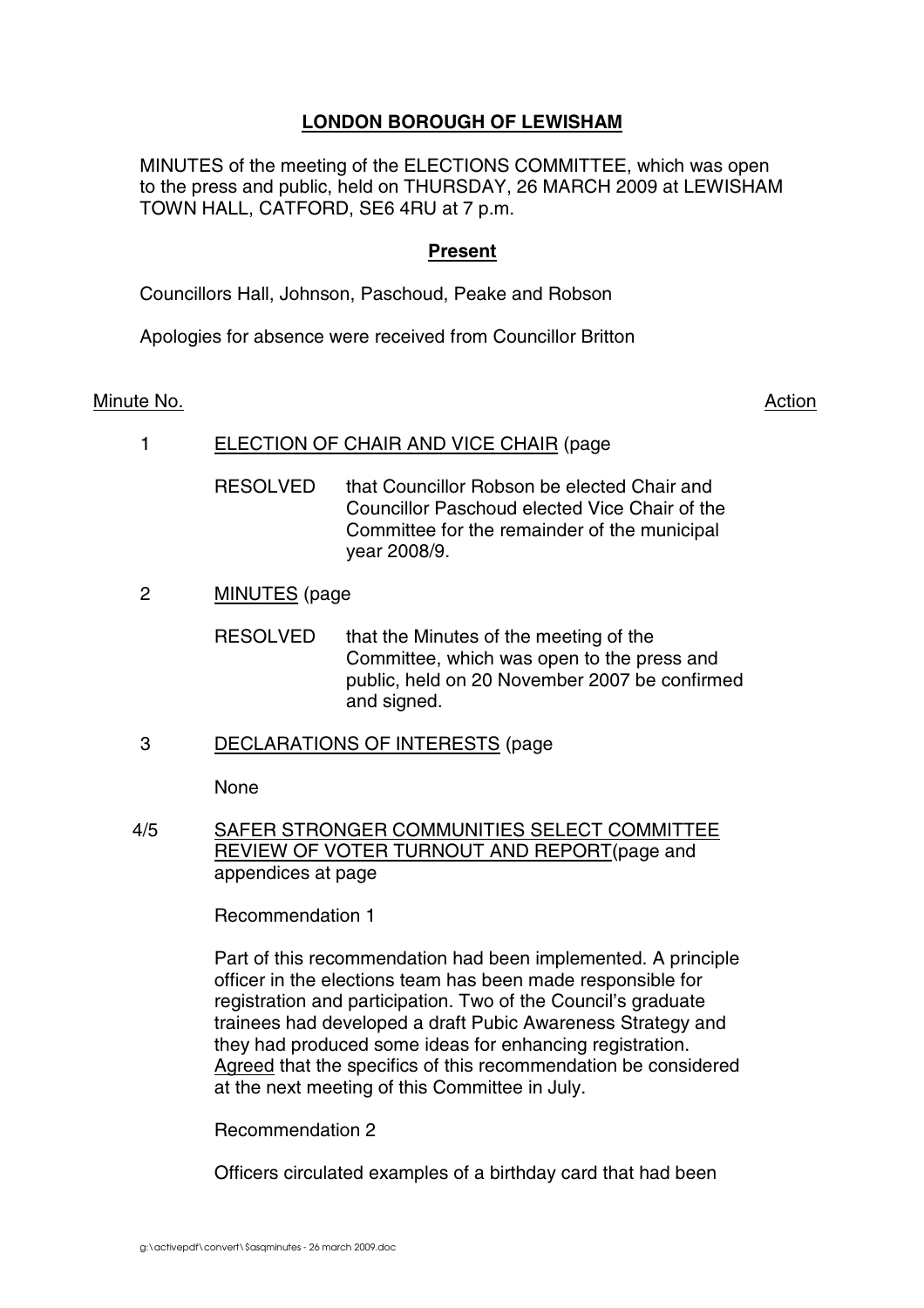**LONDON BOROUGH OF LEWISHAM**

MINUTES of the meeting of the ELECTIONS COMMITTEE, which was open to the press and public, held on THURSDAY, 26 MARCH 2009 at LEWISHAM TOWN HALL, CATFORD, SE6 4RU at 7 p.m.

**Present**

Councillors Hall, Johnson, Paschoud, Peake and Robson

Apologies for absence were received from Councillor Britton

Minute No. Action

1 ELECTION OF CHAIR AND VICE CHAIR (page

RESOLVED that Councillor Robson be elected Chair and Councillor Paschoud elected Vice Chair of the Committee for the remainder of the municipal year 2008/9.

2 MINUTES (page

RESOLVED that the Minutes of the meeting of the Committee, which was open to the press and public, held on 20 November 2007 be confirmed and signed.

3 DECLARATIONS OF INTERESTS (page

None

4/5 SAFER STRONGER COMMUNITIES SELECT COMMITTEE REVIEW OF VOTER TURNOUT AND REPORT(page and appendices at page

Recommendation 1

Part of this recommendation had been implemented. A principle officer in the elections team has been made responsible for registration and participation. Two of the Council's graduate trainees had developed a draft Pubic Awareness Strategy and they had produced some ideas for enhancing registration. Agreed that the specifics of this recommendation be considered at the next meeting of this Committee in July.

Recommendation 2

Officers circulated examples of a birthday card that had been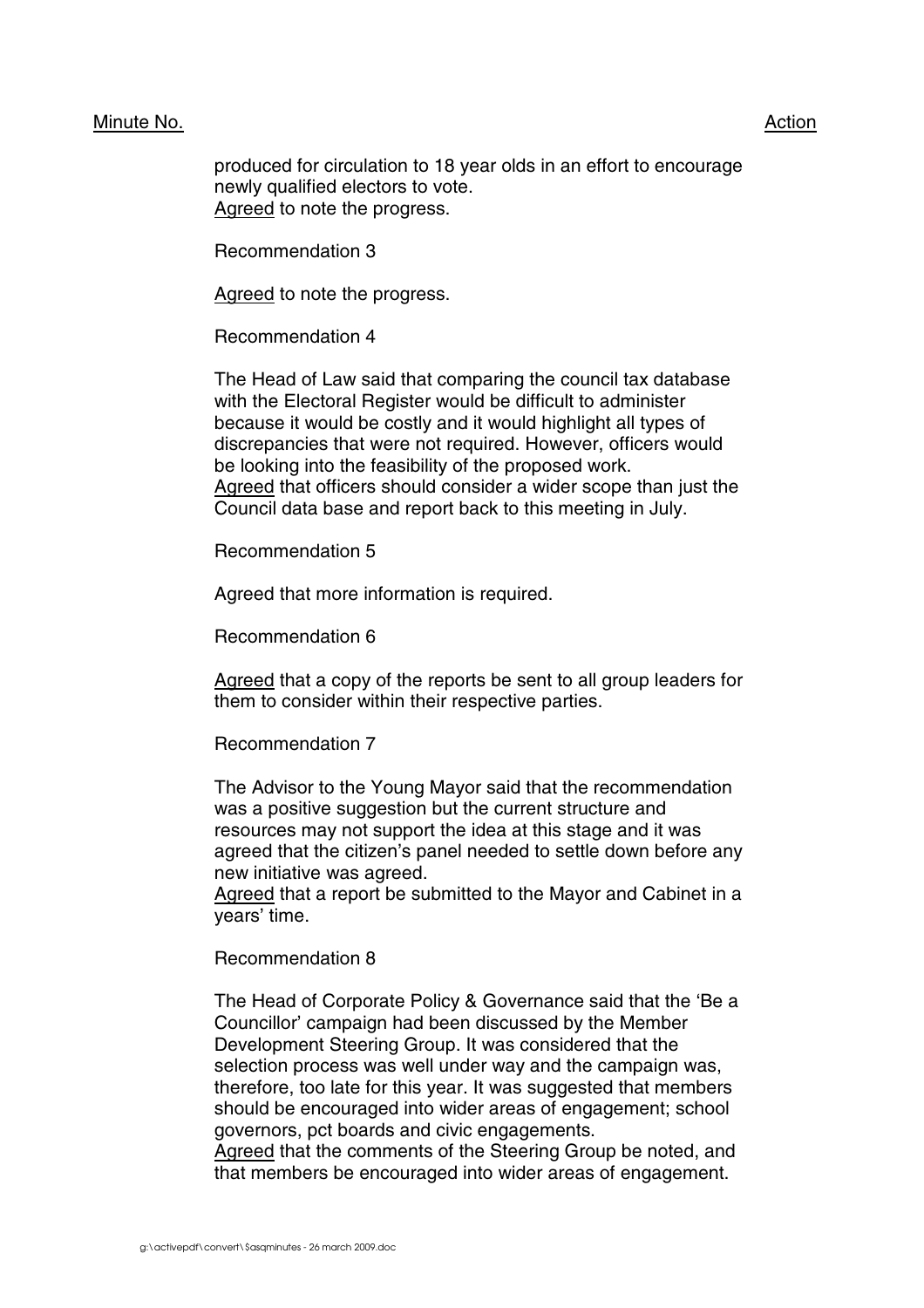Minute No. Action

produced for circulation to 18 year olds in an effort to encourage newly qualified electors to vote.
Agreed to note the progress.

Recommendation 3

Agreed to note the progress.

Recommendation 4

The Head of Law said that comparing the council tax database with the Electoral Register would be difficult to administer because it would be costly and it would highlight all types of discrepancies that were not required. However, officers would be looking into the feasibility of the proposed work.
Agreed that officers should consider a wider scope than just the Council data base and report back to this meeting in July.

Recommendation 5

Agreed that more information is required.

Recommendation 6

Agreed that a copy of the reports be sent to all group leaders for them to consider within their respective parties.

Recommendation 7

The Advisor to the Young Mayor said that the recommendation was a positive suggestion but the current structure and resources may not support the idea at this stage and it was agreed that the citizen's panel needed to settle down before any new initiative was agreed.
Agreed that a report be submitted to the Mayor and Cabinet in a years' time.

Recommendation 8

The Head of Corporate Policy & Governance said that the 'Be a Councillor' campaign had been discussed by the Member Development Steering Group. It was considered that the selection process was well under way and the campaign was, therefore, too late for this year. It was suggested that members should be encouraged into wider areas of engagement; school governors, pct boards and civic engagements.
Agreed that the comments of the Steering Group be noted, and that members be encouraged into wider areas of engagement.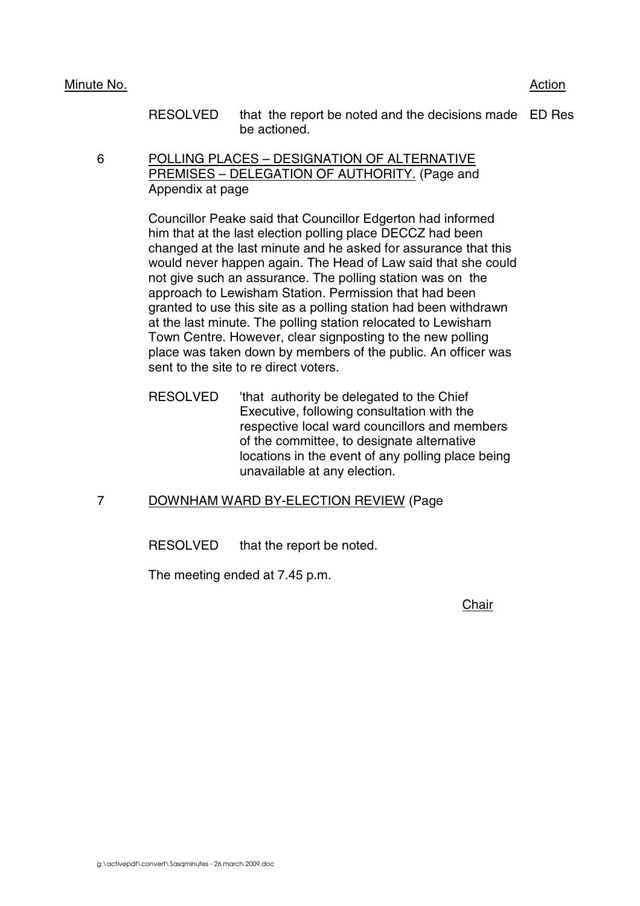Minute No. | Action

RESOLVED that the report be noted and the decisions made be actioned. — ED Res

6 <u>POLLING PLACES – DESIGNATION OF ALTERNATIVE PREMISES – DELEGATION OF AUTHORITY.</u> (Page and Appendix at page

Councillor Peake said that Councillor Edgerton had informed him that at the last election polling place DECCZ had been changed at the last minute and he asked for assurance that this would never happen again. The Head of Law said that she could not give such an assurance. The polling station was on the approach to Lewisham Station. Permission that had been granted to use this site as a polling station had been withdrawn at the last minute. The polling station relocated to Lewisham Town Centre. However, clear signposting to the new polling place was taken down by members of the public. An officer was sent to the site to re direct voters.

RESOLVED 'that authority be delegated to the Chief Executive, following consultation with the respective local ward councillors and members of the committee, to designate alternative locations in the event of any polling place being unavailable at any election.

7 <u>DOWNHAM WARD BY-ELECTION REVIEW</u> (Page

RESOLVED that the report be noted.

The meeting ended at 7.45 p.m.

<u>Chair</u>